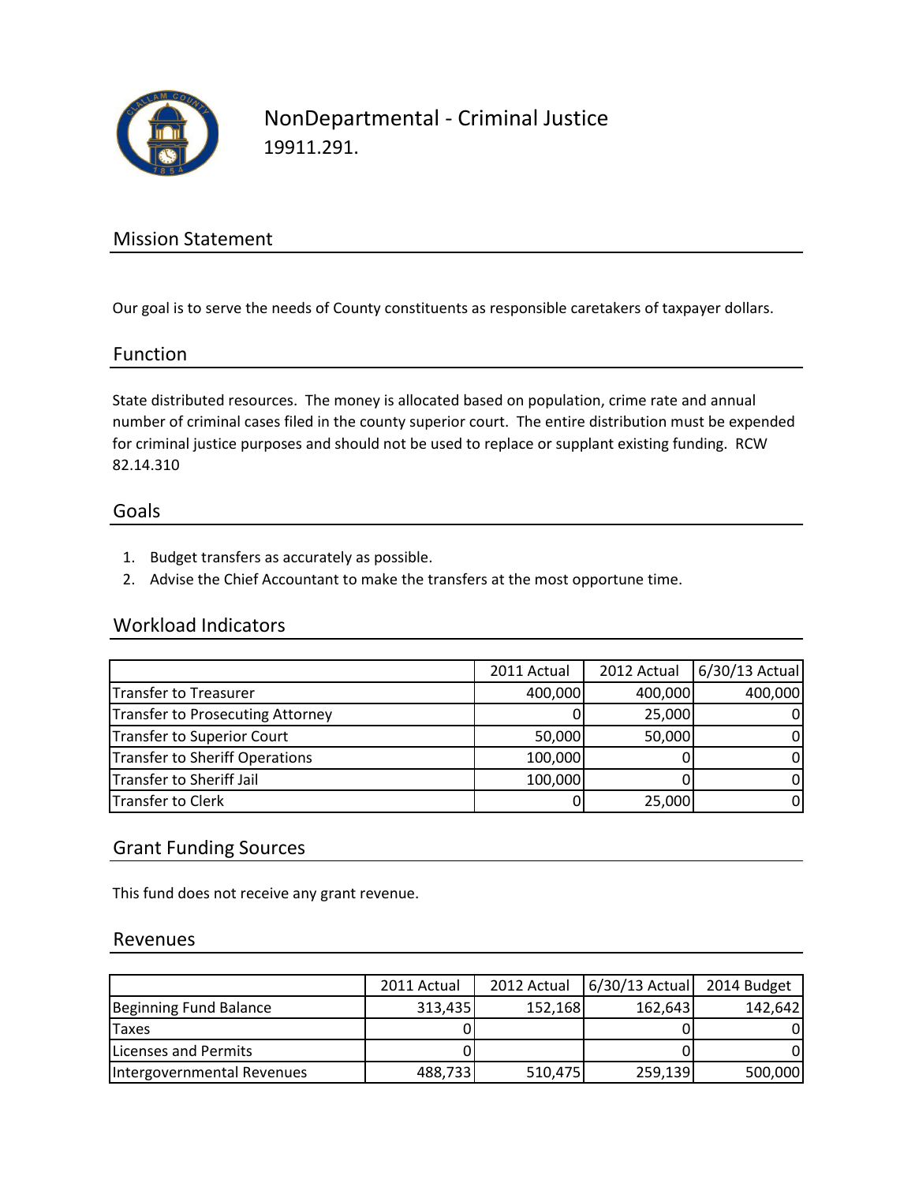# NonDepartmental - Criminal Justice

19911.291.

## Mission Statement

Our goal is to serve the needs of County constituents as responsible caretakers of taxpayer dollars.

## Function

State distributed resources. The money is allocated based on population, crime rate and annual number of criminal cases filed in the county superior court. The entire distribution must be expended for criminal justice purposes and should not be used to replace or supplant existing funding. RCW 82.14.310

## Goals

1. Budget transfers as accurately as possible.
2. Advise the Chief Accountant to make the transfers at the most opportune time.

## Workload Indicators

| | 2011 Actual | 2012 Actual | 6/30/13 Actual |
|---|---|---|---|
| Transfer to Treasurer | 400,000 | 400,000 | 400,000 |
| Transfer to Prosecuting Attorney | 0 | 25,000 | 0 |
| Transfer to Superior Court | 50,000 | 50,000 | 0 |
| Transfer to Sheriff Operations | 100,000 | 0 | 0 |
| Transfer to Sheriff Jail | 100,000 | 0 | 0 |
| Transfer to Clerk | 0 | 25,000 | 0 |

## Grant Funding Sources

This fund does not receive any grant revenue.

## Revenues

| | 2011 Actual | 2012 Actual | 6/30/13 Actual | 2014 Budget |
|---|---|---|---|---|
| Beginning Fund Balance | 313,435 | 152,168 | 162,643 | 142,642 |
| Taxes | 0 | | 0 | 0 |
| Licenses and Permits | 0 | | 0 | 0 |
| Intergovernmental Revenues | 488,733 | 510,475 | 259,139 | 500,000 |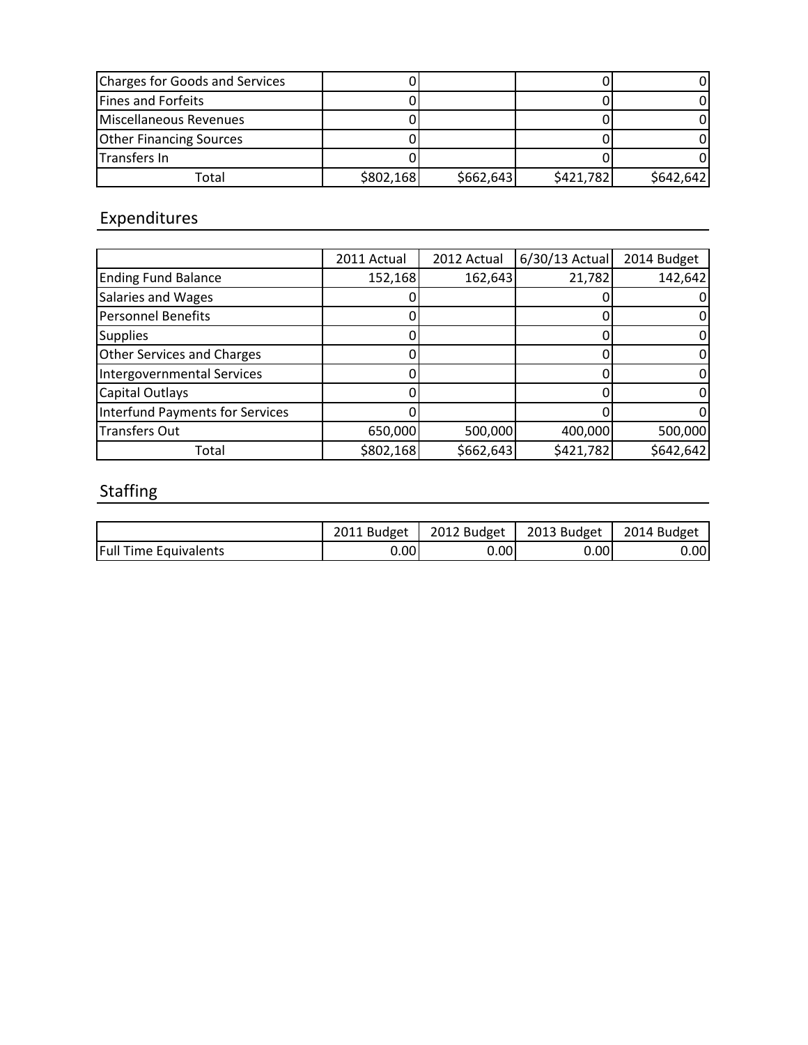| | | | | |
|---|---|---|---|---|
| Charges for Goods and Services | 0 | | 0 | 0 |
| Fines and Forfeits | 0 | | 0 | 0 |
| Miscellaneous Revenues | 0 | | 0 | 0 |
| Other Financing Sources | 0 | | 0 | 0 |
| Transfers In | 0 | | 0 | 0 |
| Total | $802,168 | $662,643 | $421,782 | $642,642 |

## Expenditures

| | 2011 Actual | 2012 Actual | 6/30/13 Actual | 2014 Budget |
|---|---|---|---|---|
| Ending Fund Balance | 152,168 | 162,643 | 21,782 | 142,642 |
| Salaries and Wages | 0 | | 0 | 0 |
| Personnel Benefits | 0 | | 0 | 0 |
| Supplies | 0 | | 0 | 0 |
| Other Services and Charges | 0 | | 0 | 0 |
| Intergovernmental Services | 0 | | 0 | 0 |
| Capital Outlays | 0 | | 0 | 0 |
| Interfund Payments for Services | 0 | | 0 | 0 |
| Transfers Out | 650,000 | 500,000 | 400,000 | 500,000 |
| Total | $802,168 | $662,643 | $421,782 | $642,642 |

## Staffing

| | 2011 Budget | 2012 Budget | 2013 Budget | 2014 Budget |
|---|---|---|---|---|
| Full Time Equivalents | 0.00 | 0.00 | 0.00 | 0.00 |